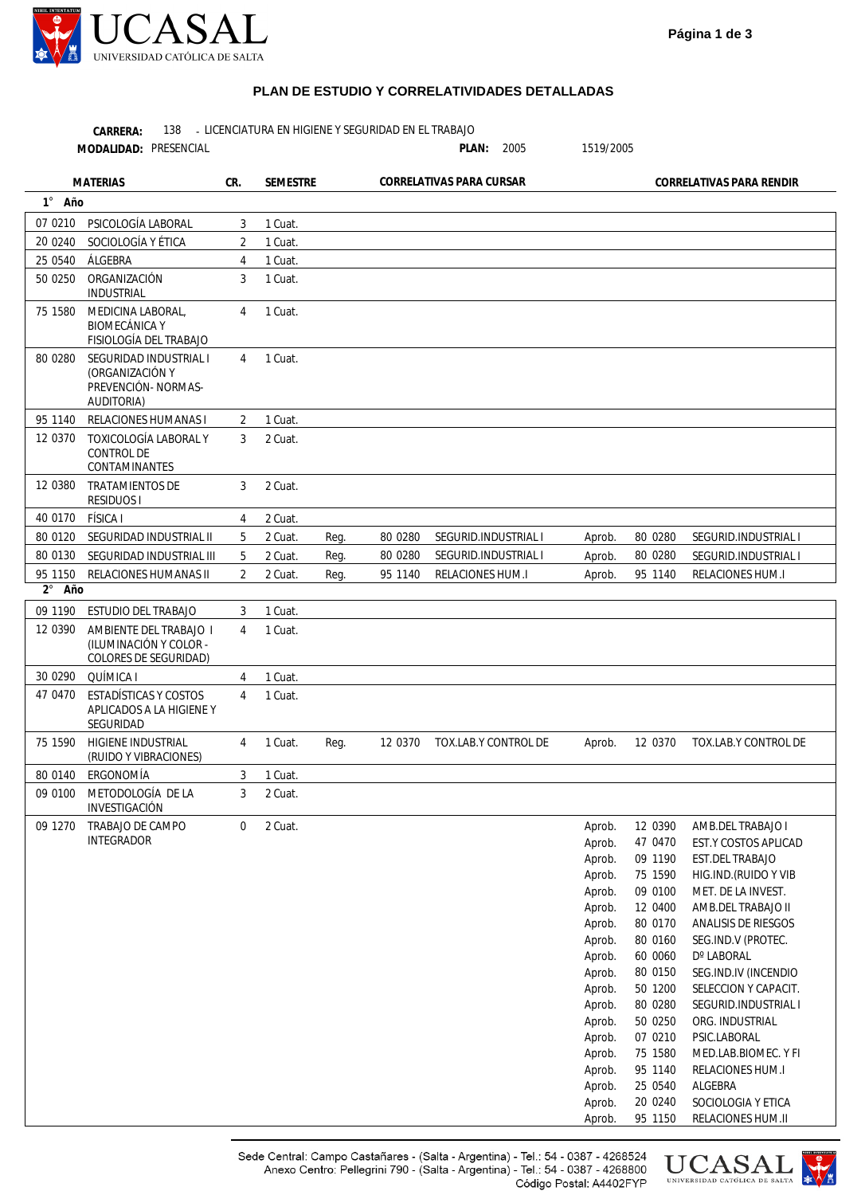UCASAL
UNIVERSIDAD CATÓLICA DE SALTA

## PLAN DE ESTUDIO Y CORRELATIVIDADES DETALLADAS

**CARRERA:** 138 - LICENCIATURA EN HIGIENE Y SEGURIDAD EN EL TRABAJO

**MODALIDAD:** PRESENCIAL **PLAN:** 2005 1519/2005

| | MATERIAS | CR. | SEMESTRE | CORRELATIVAS PARA CURSAR | | | CORRELATIVAS PARA RENDIR | | |
|---|---|---|---|---|---|---|---|---|---|
| **1° Año** | | | | | | | | | |
| 07 0210 | PSICOLOGÍA LABORAL | 3 | 1 Cuat. | | | | | | |
| 20 0240 | SOCIOLOGÍA Y ÉTICA | 2 | 1 Cuat. | | | | | | |
| 25 0540 | ÁLGEBRA | 4 | 1 Cuat. | | | | | | |
| 50 0250 | ORGANIZACIÓN INDUSTRIAL | 3 | 1 Cuat. | | | | | | |
| 75 1580 | MEDICINA LABORAL, BIOMECÁNICA Y FISIOLOGÍA DEL TRABAJO | 4 | 1 Cuat. | | | | | | |
| 80 0280 | SEGURIDAD INDUSTRIAL I (ORGANIZACIÓN Y PREVENCIÓN- NORMAS- AUDITORIA) | 4 | 1 Cuat. | | | | | | |
| 95 1140 | RELACIONES HUMANAS I | 2 | 1 Cuat. | | | | | | |
| 12 0370 | TOXICOLOGÍA LABORAL Y CONTROL DE CONTAMINANTES | 3 | 2 Cuat. | | | | | | |
| 12 0380 | TRATAMIENTOS DE RESIDUOS I | 3 | 2 Cuat. | | | | | | |
| 40 0170 | FÍSICA I | 4 | 2 Cuat. | | | | | | |
| 80 0120 | SEGURIDAD INDUSTRIAL II | 5 | 2 Cuat. | Reg. | 80 0280 | SEGURID.INDUSTRIAL I | Aprob. | 80 0280 | SEGURID.INDUSTRIAL I |
| 80 0130 | SEGURIDAD INDUSTRIAL III | 5 | 2 Cuat. | Reg. | 80 0280 | SEGURID.INDUSTRIAL I | Aprob. | 80 0280 | SEGURID.INDUSTRIAL I |
| 95 1150 | RELACIONES HUMANAS II | 2 | 2 Cuat. | Reg. | 95 1140 | RELACIONES HUM.I | Aprob. | 95 1140 | RELACIONES HUM.I |
| **2° Año** | | | | | | | | | |
| 09 1190 | ESTUDIO DEL TRABAJO | 3 | 1 Cuat. | | | | | | |
| 12 0390 | AMBIENTE DEL TRABAJO I (ILUMINACIÓN Y COLOR - COLORES DE SEGURIDAD) | 4 | 1 Cuat. | | | | | | |
| 30 0290 | QUÍMICA I | 4 | 1 Cuat. | | | | | | |
| 47 0470 | ESTADÍSTICAS Y COSTOS APLICADOS A LA HIGIENE Y SEGURIDAD | 4 | 1 Cuat. | | | | | | |
| 75 1590 | HIGIENE INDUSTRIAL (RUIDO Y VIBRACIONES) | 4 | 1 Cuat. | Reg. | 12 0370 | TOX.LAB.Y CONTROL DE | Aprob. | 12 0370 | TOX.LAB.Y CONTROL DE |
| 80 0140 | ERGONOMÍA | 3 | 1 Cuat. | | | | | | |
| 09 0100 | METODOLOGÍA DE LA INVESTIGACIÓN | 3 | 2 Cuat. | | | | | | |
| 09 1270 | TRABAJO DE CAMPO INTEGRADOR | 0 | 2 Cuat. | | | | Aprob. | 12 0390 | AMB.DEL TRABAJO I |
| | | | | | | | Aprob. | 47 0470 | EST.Y COSTOS APLICAD |
| | | | | | | | Aprob. | 09 1190 | EST.DEL TRABAJO |
| | | | | | | | Aprob. | 75 1590 | HIG.IND.(RUIDO Y VIB |
| | | | | | | | Aprob. | 09 0100 | MET. DE LA INVEST. |
| | | | | | | | Aprob. | 12 0400 | AMB.DEL TRABAJO II |
| | | | | | | | Aprob. | 80 0170 | ANALISIS DE RIESGOS |
| | | | | | | | Aprob. | 80 0160 | SEG.IND.V (PROTEC. |
| | | | | | | | Aprob. | 60 0060 | Dº LABORAL |
| | | | | | | | Aprob. | 80 0150 | SEG.IND.IV (INCENDIO |
| | | | | | | | Aprob. | 50 1200 | SELECCION Y CAPACIT. |
| | | | | | | | Aprob. | 80 0280 | SEGURID.INDUSTRIAL I |
| | | | | | | | Aprob. | 50 0250 | ORG. INDUSTRIAL |
| | | | | | | | Aprob. | 07 0210 | PSIC.LABORAL |
| | | | | | | | Aprob. | 75 1580 | MED.LAB.BIOMEC. Y FI |
| | | | | | | | Aprob. | 95 1140 | RELACIONES HUM.I |
| | | | | | | | Aprob. | 25 0540 | ALGEBRA |
| | | | | | | | Aprob. | 20 0240 | SOCIOLOGIA Y ETICA |
| | | | | | | | Aprob. | 95 1150 | RELACIONES HUM.II |

Sede Central: Campo Castañares - (Salta - Argentina) - Tel.: 54 - 0387 - 4268524
Anexo Centro: Pellegrini 790 - (Salta - Argentina) - Tel.: 54 - 0387 - 4268800
Código Postal: A4402FYP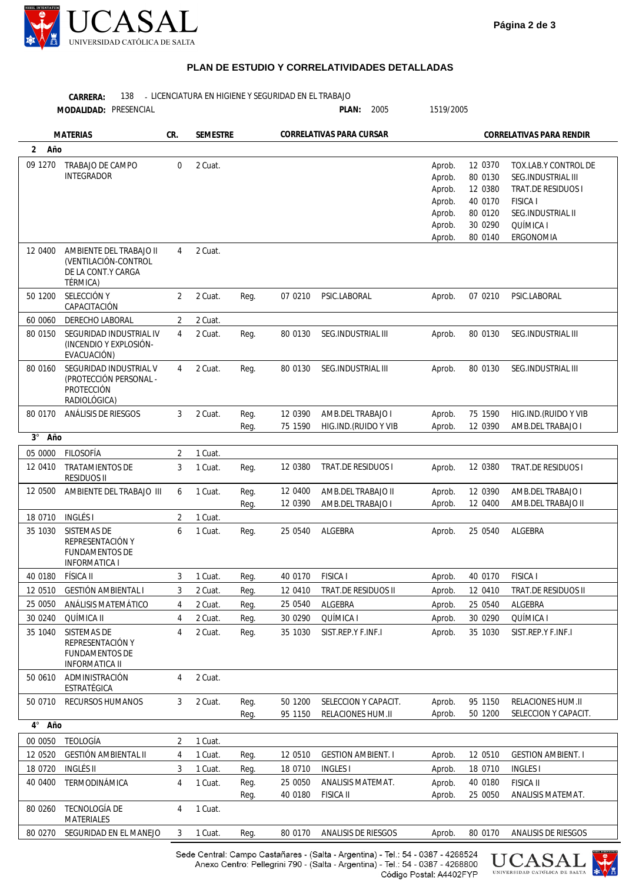**PLAN DE ESTUDIO Y CORRELATIVIDADES DETALLADAS**

**CARRERA:** 138 - LICENCIATURA EN HIGIENE Y SEGURIDAD EN EL TRABAJO

**MODALIDAD:** PRESENCIAL  **PLAN:** 2005  1519/2005

| MATERIAS | | CR. | SEMESTRE | CORRELATIVAS PARA CURSAR | | | CORRELATIVAS PARA RENDIR | | |
|---|---|---|---|---|---|---|---|---|---|
| **2 Año** | | | | | | | | | |
| 09 1270 | TRABAJO DE CAMPO INTEGRADOR | 0 | 2 Cuat. | | | | Aprob. | 12 0370 | TOX.LAB.Y CONTROL DE |
| | | | | | | | Aprob. | 80 0130 | SEG.INDUSTRIAL III |
| | | | | | | | Aprob. | 12 0380 | TRAT.DE RESIDUOS I |
| | | | | | | | Aprob. | 40 0170 | FISICA I |
| | | | | | | | Aprob. | 80 0120 | SEG.INDUSTRIAL II |
| | | | | | | | Aprob. | 30 0290 | QUÍMICA I |
| | | | | | | | Aprob. | 80 0140 | ERGONOMIA |
| 12 0400 | AMBIENTE DEL TRABAJO II (VENTILACIÓN-CONTROL DE LA CONT.Y CARGA TÉRMICA) | 4 | 2 Cuat. | | | | | | |
| 50 1200 | SELECCIÓN Y CAPACITACIÓN | 2 | 2 Cuat. | Reg. | 07 0210 | PSIC.LABORAL | Aprob. | 07 0210 | PSIC.LABORAL |
| 60 0060 | DERECHO LABORAL | 2 | 2 Cuat. | | | | | | |
| 80 0150 | SEGURIDAD INDUSTRIAL IV (INCENDIO Y EXPLOSIÓN-EVACUACIÓN) | 4 | 2 Cuat. | Reg. | 80 0130 | SEG.INDUSTRIAL III | Aprob. | 80 0130 | SEG.INDUSTRIAL III |
| 80 0160 | SEGURIDAD INDUSTRIAL V (PROTECCIÓN PERSONAL - PROTECCIÓN RADIOLÓGICA) | 4 | 2 Cuat. | Reg. | 80 0130 | SEG.INDUSTRIAL III | Aprob. | 80 0130 | SEG.INDUSTRIAL III |
| 80 0170 | ANÁLISIS DE RIESGOS | 3 | 2 Cuat. | Reg. | 12 0390 | AMB.DEL TRABAJO I | Aprob. | 75 1590 | HIG.IND.(RUIDO Y VIB |
| | | | | Reg. | 75 1590 | HIG.IND.(RUIDO Y VIB | Aprob. | 12 0390 | AMB.DEL TRABAJO I |
| **3° Año** | | | | | | | | | |
| 05 0000 | FILOSOFÍA | 2 | 1 Cuat. | | | | | | |
| 12 0410 | TRATAMIENTOS DE RESIDUOS II | 3 | 1 Cuat. | Reg. | 12 0380 | TRAT.DE RESIDUOS I | Aprob. | 12 0380 | TRAT.DE RESIDUOS I |
| 12 0500 | AMBIENTE DEL TRABAJO III | 6 | 1 Cuat. | Reg. | 12 0400 | AMB.DEL TRABAJO II | Aprob. | 12 0390 | AMB.DEL TRABAJO I |
| | | | | Reg. | 12 0390 | AMB.DEL TRABAJO I | Aprob. | 12 0400 | AMB.DEL TRABAJO II |
| 18 0710 | INGLÉS I | 2 | 1 Cuat. | | | | | | |
| 35 1030 | SISTEMAS DE REPRESENTACIÓN Y FUNDAMENTOS DE INFORMATICA I | 6 | 1 Cuat. | Reg. | 25 0540 | ALGEBRA | Aprob. | 25 0540 | ALGEBRA |
| 40 0180 | FÍSICA II | 3 | 1 Cuat. | Reg. | 40 0170 | FISICA I | Aprob. | 40 0170 | FISICA I |
| 12 0510 | GESTIÓN AMBIENTAL I | 3 | 2 Cuat. | Reg. | 12 0410 | TRAT.DE RESIDUOS II | Aprob. | 12 0410 | TRAT.DE RESIDUOS II |
| 25 0050 | ANÁLISIS MATEMÁTICO | 4 | 2 Cuat. | Reg. | 25 0540 | ALGEBRA | Aprob. | 25 0540 | ALGEBRA |
| 30 0240 | QUÍMICA II | 4 | 2 Cuat. | Reg. | 30 0290 | QUÍMICA I | Aprob. | 30 0290 | QUÍMICA I |
| 35 1040 | SISTEMAS DE REPRESENTACIÓN Y FUNDAMENTOS DE INFORMATICA II | 4 | 2 Cuat. | Reg. | 35 1030 | SIST.REP.Y F.INF.I | Aprob. | 35 1030 | SIST.REP.Y F.INF.I |
| 50 0610 | ADMINISTRACIÓN ESTRATÉGICA | 4 | 2 Cuat. | | | | | | |
| 50 0710 | RECURSOS HUMANOS | 3 | 2 Cuat. | Reg. | 50 1200 | SELECCION Y CAPACIT. | Aprob. | 95 1150 | RELACIONES HUM.II |
| | | | | Reg. | 95 1150 | RELACIONES HUM.II | Aprob. | 50 1200 | SELECCION Y CAPACIT. |
| **4° Año** | | | | | | | | | |
| 00 0050 | TEOLOGÍA | 2 | 1 Cuat. | | | | | | |
| 12 0520 | GESTIÓN AMBIENTAL II | 4 | 1 Cuat. | Reg. | 12 0510 | GESTION AMBIENT. I | Aprob. | 12 0510 | GESTION AMBIENT. I |
| 18 0720 | INGLÉS II | 3 | 1 Cuat. | Reg. | 18 0710 | INGLES I | Aprob. | 18 0710 | INGLES I |
| 40 0400 | TERMODINÁMICA | 4 | 1 Cuat. | Reg. | 25 0050 | ANALISIS MATEMAT. | Aprob. | 40 0180 | FISICA II |
| | | | | Reg. | 40 0180 | FISICA II | Aprob. | 25 0050 | ANALISIS MATEMAT. |
| 80 0260 | TECNOLOGÍA DE MATERIALES | 4 | 1 Cuat. | | | | | | |
| 80 0270 | SEGURIDAD EN EL MANEJO | 3 | 1 Cuat. | Reg. | 80 0170 | ANALISIS DE RIESGOS | Aprob. | 80 0170 | ANALISIS DE RIESGOS |

Sede Central: Campo Castañares - (Salta - Argentina) - Tel.: 54 - 0387 - 4268524
Anexo Centro: Pellegrini 790 - (Salta - Argentina) - Tel.: 54 - 0387 - 4268800
Código Postal: A4402FYP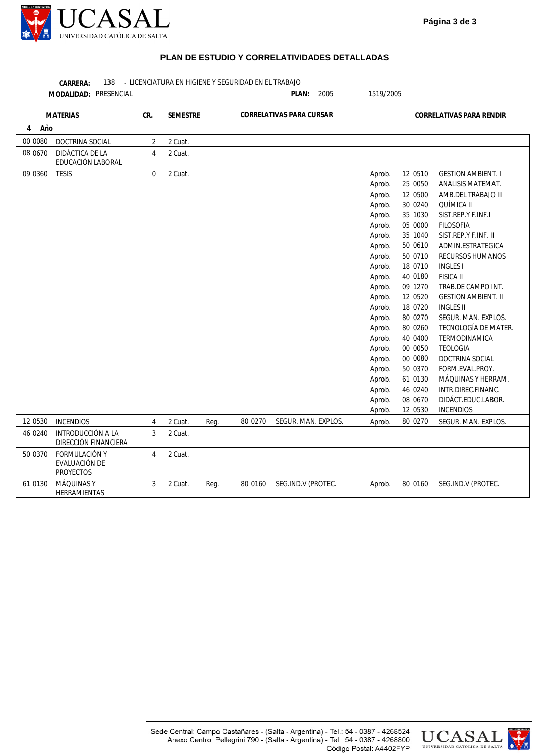UCASAL
UNIVERSIDAD CATÓLICA DE SALTA

## PLAN DE ESTUDIO Y CORRELATIVIDADES DETALLADAS

**CARRERA:** 138 - LICENCIATURA EN HIGIENE Y SEGURIDAD EN EL TRABAJO
**MODALIDAD:** PRESENCIAL **PLAN:** 2005 1519/2005

| MATERIAS | | CR. | SEMESTRE | CORRELATIVAS PARA CURSAR | | | CORRELATIVAS PARA RENDIR | | |
|---|---|---|---|---|---|---|---|---|---|
| **4 Año** | | | | | | | | | |
| 00 0080 | DOCTRINA SOCIAL | 2 | 2 Cuat. | | | | | | |
| 08 0670 | DIDÁCTICA DE LA EDUCACIÓN LABORAL | 4 | 2 Cuat. | | | | | | |
| 09 0360 | TESIS | 0 | 2 Cuat. | | | | Aprob. | 12 0510 | GESTION AMBIENT. I |
| | | | | | | | Aprob. | 25 0050 | ANALISIS MATEMAT. |
| | | | | | | | Aprob. | 12 0500 | AMB.DEL TRABAJO III |
| | | | | | | | Aprob. | 30 0240 | QUÍMICA II |
| | | | | | | | Aprob. | 35 1030 | SIST.REP.Y F.INF.I |
| | | | | | | | Aprob. | 05 0000 | FILOSOFIA |
| | | | | | | | Aprob. | 35 1040 | SIST.REP.Y F.INF. II |
| | | | | | | | Aprob. | 50 0610 | ADMIN.ESTRATEGICA |
| | | | | | | | Aprob. | 50 0710 | RECURSOS HUMANOS |
| | | | | | | | Aprob. | 18 0710 | INGLES I |
| | | | | | | | Aprob. | 40 0180 | FISICA II |
| | | | | | | | Aprob. | 09 1270 | TRAB.DE CAMPO INT. |
| | | | | | | | Aprob. | 12 0520 | GESTION AMBIENT. II |
| | | | | | | | Aprob. | 18 0720 | INGLES II |
| | | | | | | | Aprob. | 80 0270 | SEGUR. MAN. EXPLOS. |
| | | | | | | | Aprob. | 80 0260 | TECNOLOGÍA DE MATER. |
| | | | | | | | Aprob. | 40 0400 | TERMODINAMICA |
| | | | | | | | Aprob. | 00 0050 | TEOLOGIA |
| | | | | | | | Aprob. | 00 0080 | DOCTRINA SOCIAL |
| | | | | | | | Aprob. | 50 0370 | FORM.EVAL.PROY. |
| | | | | | | | Aprob. | 61 0130 | MÁQUINAS Y HERRAM. |
| | | | | | | | Aprob. | 46 0240 | INTR.DIREC.FINANC. |
| | | | | | | | Aprob. | 08 0670 | DIDÁCT.EDUC.LABOR. |
| | | | | | | | Aprob. | 12 0530 | INCENDIOS |
| 12 0530 | INCENDIOS | 4 | 2 Cuat. | Reg. | 80 0270 | SEGUR. MAN. EXPLOS. | Aprob. | 80 0270 | SEGUR. MAN. EXPLOS. |
| 46 0240 | INTRODUCCIÓN A LA DIRECCIÓN FINANCIERA | 3 | 2 Cuat. | | | | | | |
| 50 0370 | FORMULACIÓN Y EVALUACIÓN DE PROYECTOS | 4 | 2 Cuat. | | | | | | |
| 61 0130 | MÁQUINAS Y HERRAMIENTAS | 3 | 2 Cuat. | Reg. | 80 0160 | SEG.IND.V (PROTEC. | Aprob. | 80 0160 | SEG.IND.V (PROTEC. |

Sede Central: Campo Castañares - (Salta - Argentina) - Tel.: 54 - 0387 - 4268524
Anexo Centro: Pellegrini 790 - (Salta - Argentina) - Tel.: 54 - 0387 - 4268800
Código Postal: A4402FYP